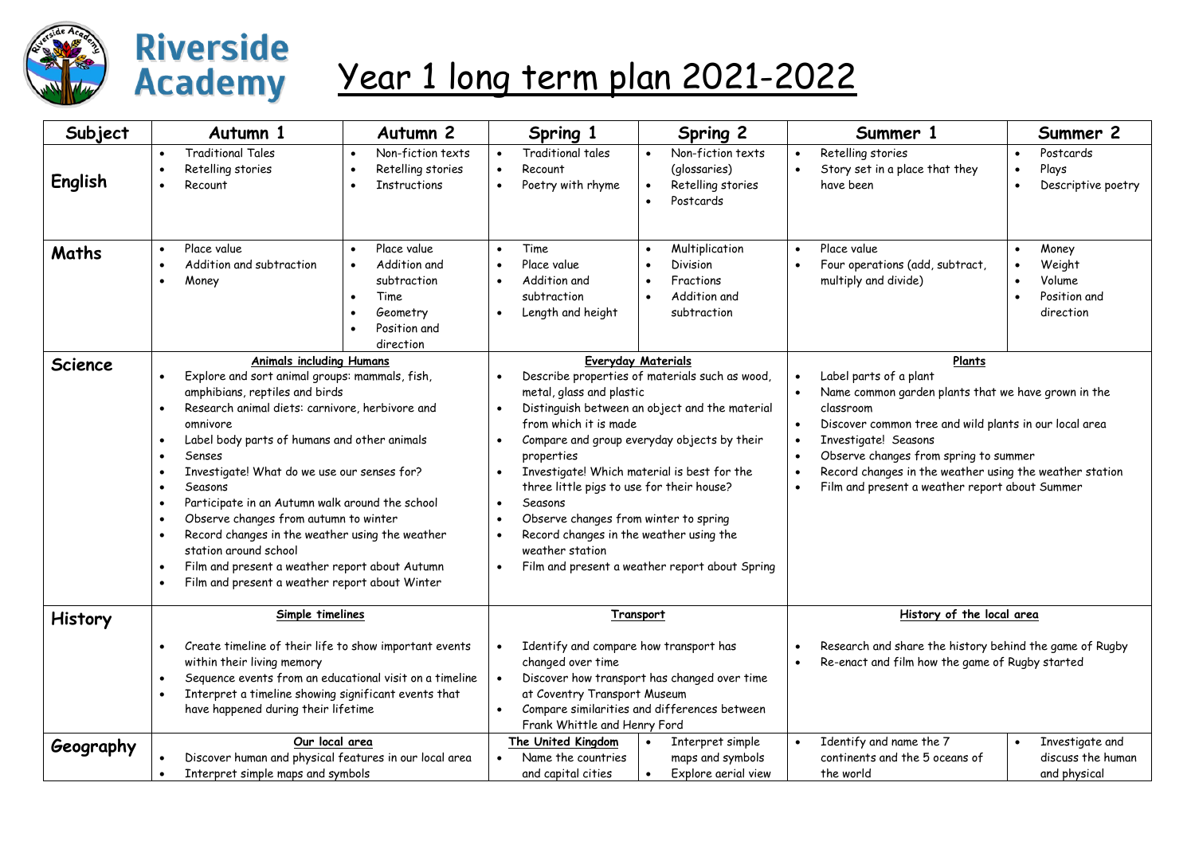# Riverside Academy

# Year 1 long term plan 2021-2022

| Subject | Autumn 1 | Autumn 2 | Spring 1 | Spring 2 | Summer 1 | Summer 2 |
|---|---|---|---|---|---|---|
| **English** | • Traditional Tales<br>• Retelling stories<br>• Recount | • Non-fiction texts<br>• Retelling stories<br>• Instructions | • Traditional tales<br>• Recount<br>• Poetry with rhyme | • Non-fiction texts (glossaries)<br>• Retelling stories<br>• Postcards | • Retelling stories<br>• Story set in a place that they have been | • Postcards<br>• Plays<br>• Descriptive poetry |
| **Maths** | • Place value<br>• Addition and subtraction<br>• Money | • Place value<br>• Addition and subtraction<br>• Time<br>• Geometry<br>• Position and direction | • Time<br>• Place value<br>• Addition and subtraction<br>• Length and height | • Multiplication<br>• Division<br>• Fractions<br>• Addition and subtraction | • Place value<br>• Four operations (add, subtract, multiply and divide) | • Money<br>• Weight<br>• Volume<br>• Position and direction |
| **Science** | **Animals including Humans**<br>• Explore and sort animal groups: mammals, fish, amphibians, reptiles and birds<br>• Research animal diets: carnivore, herbivore and omnivore<br>• Label body parts of humans and other animals<br>• Senses<br>• Investigate! What do we use our senses for?<br>• Seasons<br>• Participate in an Autumn walk around the school<br>• Observe changes from autumn to winter<br>• Record changes in the weather using the weather station around school<br>• Film and present a weather report about Autumn<br>• Film and present a weather report about Winter | | **Everyday Materials**<br>• Describe properties of materials such as wood, metal, glass and plastic<br>• Distinguish between an object and the material from which it is made<br>• Compare and group everyday objects by their properties<br>• Investigate! Which material is best for the three little pigs to use for their house?<br>• Seasons<br>• Observe changes from winter to spring<br>• Record changes in the weather using the weather station<br>• Film and present a weather report about Spring | | **Plants**<br>• Label parts of a plant<br>• Name common garden plants that we have grown in the classroom<br>• Discover common tree and wild plants in our local area<br>• Investigate! Seasons<br>• Observe changes from spring to summer<br>• Record changes in the weather using the weather station<br>• Film and present a weather report about Summer | |
| **History** | **Simple timelines**<br>• Create timeline of their life to show important events within their living memory<br>• Sequence events from an educational visit on a timeline<br>• Interpret a timeline showing significant events that have happened during their lifetime | | **Transport**<br>• Identify and compare how transport has changed over time<br>• Discover how transport has changed over time at Coventry Transport Museum<br>• Compare similarities and differences between Frank Whittle and Henry Ford | | **History of the local area**<br>• Research and share the history behind the game of Rugby<br>• Re-enact and film how the game of Rugby started | |
| **Geography** | **Our local area**<br>• Discover human and physical features in our local area<br>• Interpret simple maps and symbols | | **The United Kingdom**<br>• Name the countries and capital cities | • Interpret simple maps and symbols<br>• Explore aerial view | • Identify and name the 7 continents and the 5 oceans of the world | • Investigate and discuss the human and physical |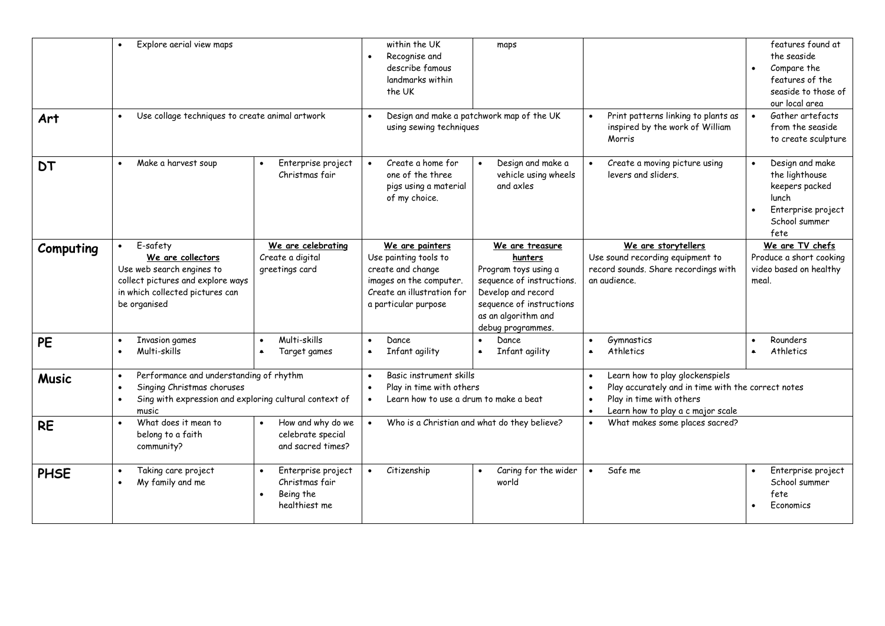| | | | | | | |
|---|---|---|---|---|---|---|
| | • Explore aerial view maps | | • within the UK<br>• Recognise and describe famous landmarks within the UK | maps | | • features found at the seaside<br>• Compare the features of the seaside to those of our local area |
| **Art** | • Use collage techniques to create animal artwork | | • Design and make a patchwork map of the UK using sewing techniques | | • Print patterns linking to plants as inspired by the work of William Morris | • Gather artefacts from the seaside to create sculpture |
| **DT** | • Make a harvest soup | • Enterprise project Christmas fair | • Create a home for one of the three pigs using a material of my choice. | • Design and make a vehicle using wheels and axles | • Create a moving picture using levers and sliders. | • Design and make the lighthouse keepers packed lunch<br>• Enterprise project School summer fete |
| **Computing** | • E-safety<br>**We are collectors**<br>Use web search engines to collect pictures and explore ways in which collected pictures can be organised | **We are celebrating**<br>Create a digital greetings card | **We are painters**<br>Use painting tools to create and change images on the computer. Create an illustration for a particular purpose | **We are treasure hunters**<br>Program toys using a sequence of instructions. Develop and record sequence of instructions as an algorithm and debug programmes. | **We are storytellers**<br>Use sound recording equipment to record sounds. Share recordings with an audience. | **We are TV chefs**<br>Produce a short cooking video based on healthy meal. |
| **PE** | • Invasion games<br>• Multi-skills | • Multi-skills<br>• Target games | • Dance<br>• Infant agility | • Dance<br>• Infant agility | • Gymnastics<br>• Athletics | • Rounders<br>• Athletics |
| **Music** | • Performance and understanding of rhythm<br>• Singing Christmas choruses<br>• Sing with expression and exploring cultural context of music | | • Basic instrument skills<br>• Play in time with others<br>• Learn how to use a drum to make a beat | | • Learn how to play glockenspiels<br>• Play accurately and in time with the correct notes<br>• Play in time with others<br>• Learn how to play a c major scale | |
| **RE** | • What does it mean to belong to a faith community? | • How and why do we celebrate special and sacred times? | • Who is a Christian and what do they believe? | | • What makes some places sacred? | |
| **PHSE** | • Taking care project<br>• My family and me | • Enterprise project Christmas fair<br>• Being the healthiest me | • Citizenship | • Caring for the wider world | • Safe me | • Enterprise project School summer fete<br>• Economics |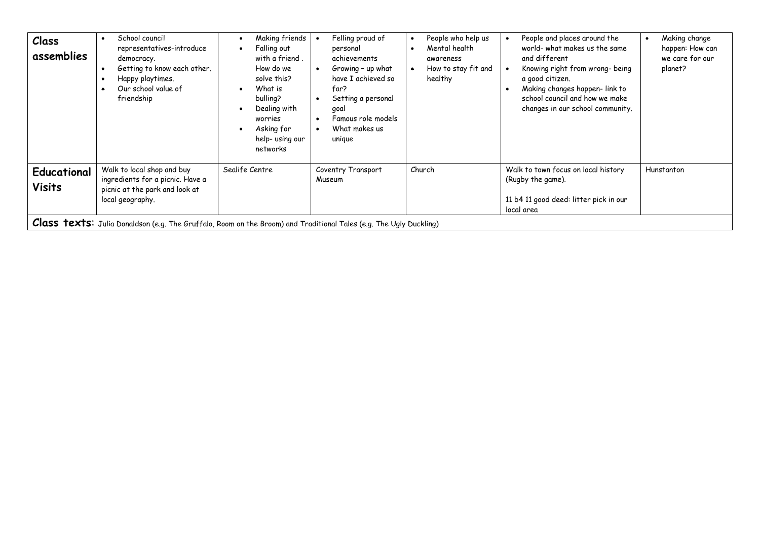| | | | | | | |
|---|---|---|---|---|---|---|
| **Class assemblies** | • School council representatives-introduce democracy.<br>• Getting to know each other.<br>• Happy playtimes.<br>• Our school value of friendship | • Making friends<br>• Falling out with a friend . How do we solve this?<br>• What is bulling?<br>• Dealing with worries<br>• Asking for help- using our networks | • Felling proud of personal achievements<br>• Growing – up what have I achieved so far?<br>• Setting a personal goal<br>• Famous role models<br>• What makes us unique | • People who help us<br>• Mental health awareness<br>• How to stay fit and healthy | • People and places around the world- what makes us the same and different<br>• Knowing right from wrong- being a good citizen.<br>• Making changes happen- link to school council and how we make changes in our school community. | • Making change happen: How can we care for our planet? |
| **Educational Visits** | Walk to local shop and buy ingredients for a picnic. Have a picnic at the park and look at local geography. | Sealife Centre | Coventry Transport Museum | Church | Walk to town focus on local history (Rugby the game).<br><br>11 b4 11 good deed: litter pick in our local area | Hunstanton |
| **Class texts:** Julia Donaldson (e.g. The Gruffalo, Room on the Broom) and Traditional Tales (e.g. The Ugly Duckling) | | | | | | |